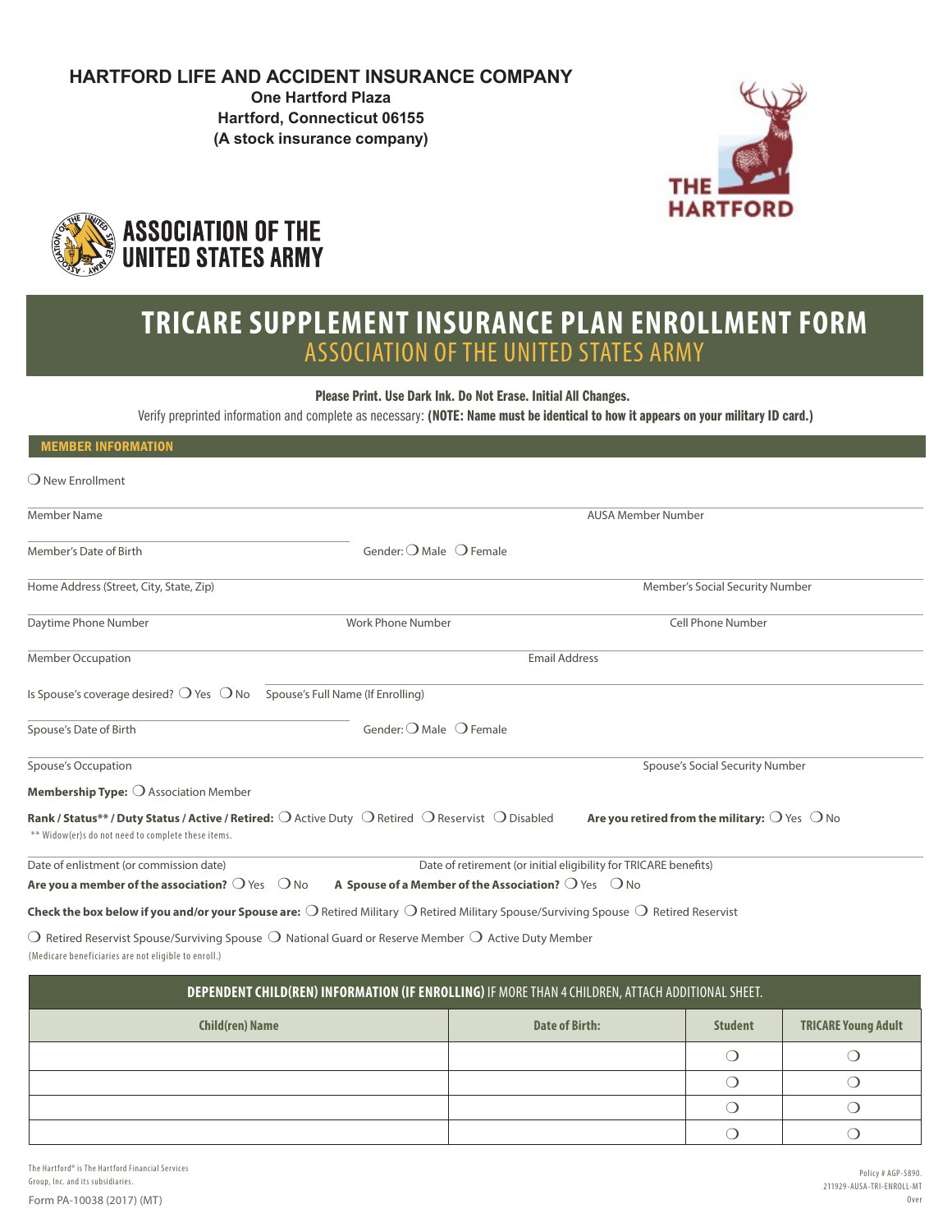**HARTFORD LIFE AND ACCIDENT INSURANCE COMPANY**
**One Hartford Plaza**
**Hartford, Connecticut 06155**
**(A stock insurance company)**

THE HARTFORD

ASSOCIATION OF THE UNITED STATES ARMY

# TRICARE SUPPLEMENT INSURANCE PLAN ENROLLMENT FORM

## ASSOCIATION OF THE UNITED STATES ARMY

**Please Print. Use Dark Ink. Do Not Erase. Initial All Changes.**

Verify preprinted information and complete as necessary: **(NOTE: Name must be identical to how it appears on your military ID card.)**

### MEMBER INFORMATION

❍ New Enrollment

Member Name ____________________ AUSA Member Number ____________________

Member's Date of Birth ____________________ Gender: ❍ Male ❍ Female

Home Address (Street, City, State, Zip) ____________________ Member's Social Security Number ____________________

Daytime Phone Number ____________________ Work Phone Number ____________________ Cell Phone Number ____________________

Member Occupation ____________________ Email Address ____________________

Is Spouse's coverage desired? ❍ Yes ❍ No Spouse's Full Name (If Enrolling) ____________________

Spouse's Date of Birth ____________________ Gender: ❍ Male ❍ Female

Spouse's Occupation ____________________ Spouse's Social Security Number ____________________

**Membership Type:** ❍ Association Member

**Rank / Status** / Duty Status / Active / Retired:** ❍ Active Duty ❍ Retired ❍ Reservist ❍ Disabled **Are you retired from the military:** ❍ Yes ❍ No

** Widow(er)s do not need to complete these items.

Date of enlistment (or commission date) ____________________ Date of retirement (or initial eligibility for TRICARE benefits) ____________________

**Are you a member of the association?** ❍ Yes ❍ No **A Spouse of a Member of the Association?** ❍ Yes ❍ No

**Check the box below if you and/or your Spouse are:** ❍ Retired Military ❍ Retired Military Spouse/Surviving Spouse ❍ Retired Reservist

❍ Retired Reservist Spouse/Surviving Spouse ❍ National Guard or Reserve Member ❍ Active Duty Member

(Medicare beneficiaries are not eligible to enroll.)

### DEPENDENT CHILD(REN) INFORMATION (IF ENROLLING) IF MORE THAN 4 CHILDREN, ATTACH ADDITIONAL SHEET.

| Child(ren) Name | Date of Birth: | Student | TRICARE Young Adult |
|---|---|---|---|
| | | ❍ | ❍ |
| | | ❍ | ❍ |
| | | ❍ | ❍ |
| | | ❍ | ❍ |

The Hartford® is The Hartford Financial Services Group, Inc. and its subsidiaries.

Form PA-10038 (2017) (MT)

Policy # AGP-5890.
211929-AUSA-TRI-ENROLL-MT

Over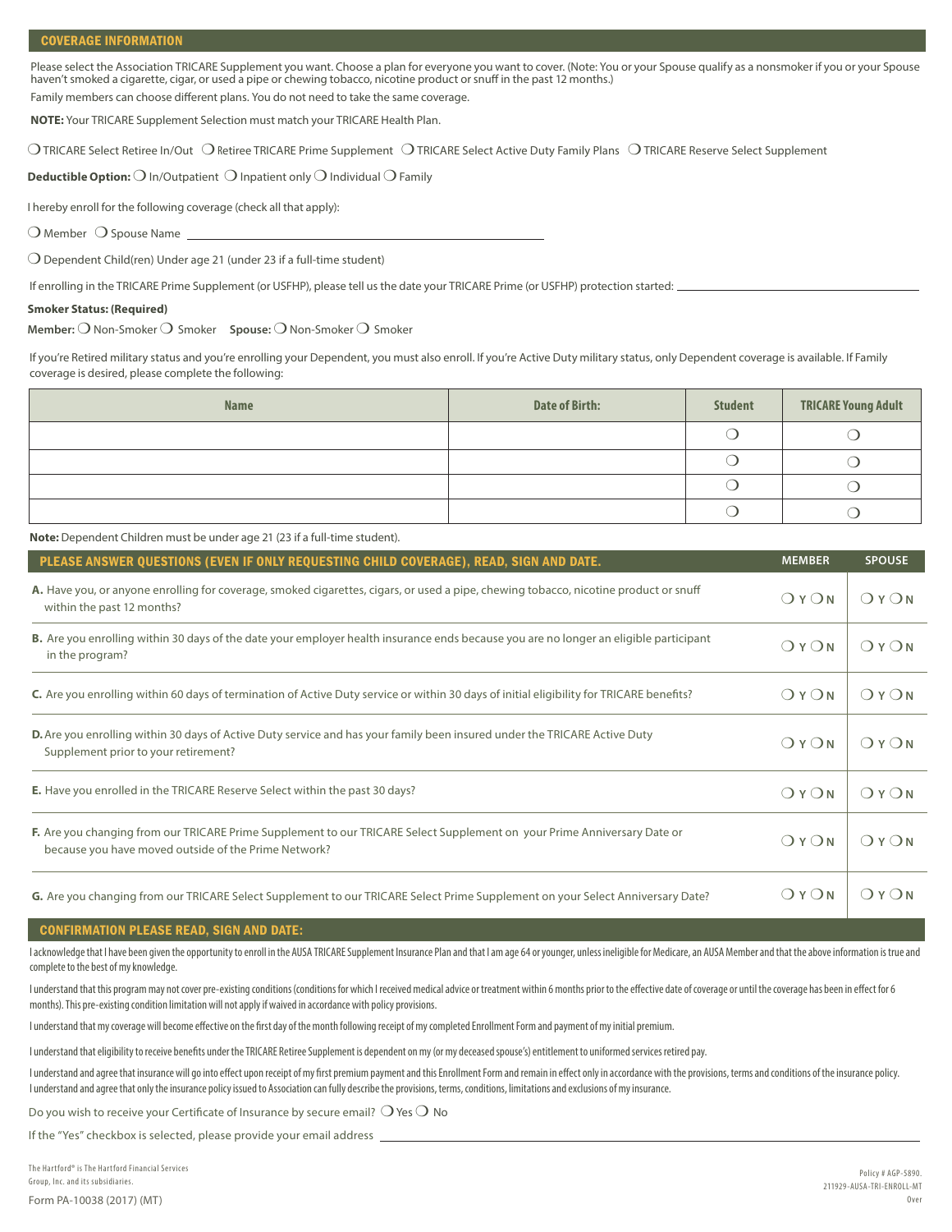## COVERAGE INFORMATION

Please select the Association TRICARE Supplement you want. Choose a plan for everyone you want to cover. (Note: You or your Spouse qualify as a nonsmoker if you or your Spouse haven't smoked a cigarette, cigar, or used a pipe or chewing tobacco, nicotine product or snuff in the past 12 months.)

Family members can choose different plans. You do not need to take the same coverage.

**NOTE:** Your TRICARE Supplement Selection must match your TRICARE Health Plan.

❍ TRICARE Select Retiree In/Out ❍ Retiree TRICARE Prime Supplement ❍ TRICARE Select Active Duty Family Plans ❍ TRICARE Reserve Select Supplement

**Deductible Option:** ❍ In/Outpatient ❍ Inpatient only ❍ Individual ❍ Family

I hereby enroll for the following coverage (check all that apply):

❍ Member ❍ Spouse Name ______________________________

❍ Dependent Child(ren) Under age 21 (under 23 if a full-time student)

If enrolling in the TRICARE Prime Supplement (or USFHP), please tell us the date your TRICARE Prime (or USFHP) protection started: ______________________________

**Smoker Status: (Required)**

**Member:** ❍ Non-Smoker ❍ Smoker **Spouse:** ❍ Non-Smoker ❍ Smoker

If you're Retired military status and you're enrolling your Dependent, you must also enroll. If you're Active Duty military status, only Dependent coverage is available. If Family coverage is desired, please complete the following:

| Name | Date of Birth: | Student | TRICARE Young Adult |
|---|---|---|---|
| | | ❍ | ❍ |
| | | ❍ | ❍ |
| | | ❍ | ❍ |
| | | ❍ | ❍ |

**Note:** Dependent Children must be under age 21 (23 if a full-time student).

| PLEASE ANSWER QUESTIONS (EVEN IF ONLY REQUESTING CHILD COVERAGE), READ, SIGN AND DATE. | MEMBER | SPOUSE |
|---|---|---|
| **A.** Have you, or anyone enrolling for coverage, smoked cigarettes, cigars, or used a pipe, chewing tobacco, nicotine product or snuff within the past 12 months? | ❍ Y ❍ N | ❍ Y ❍ N |
| **B.** Are you enrolling within 30 days of the date your employer health insurance ends because you are no longer an eligible participant in the program? | ❍ Y ❍ N | ❍ Y ❍ N |
| **C.** Are you enrolling within 60 days of termination of Active Duty service or within 30 days of initial eligibility for TRICARE benefits? | ❍ Y ❍ N | ❍ Y ❍ N |
| **D.** Are you enrolling within 30 days of Active Duty service and has your family been insured under the TRICARE Active Duty Supplement prior to your retirement? | ❍ Y ❍ N | ❍ Y ❍ N |
| **E.** Have you enrolled in the TRICARE Reserve Select within the past 30 days? | ❍ Y ❍ N | ❍ Y ❍ N |
| **F.** Are you changing from our TRICARE Prime Supplement to our TRICARE Select Supplement on your Prime Anniversary Date or because you have moved outside of the Prime Network? | ❍ Y ❍ N | ❍ Y ❍ N |
| **G.** Are you changing from our TRICARE Select Supplement to our TRICARE Select Prime Supplement on your Select Anniversary Date? | ❍ Y ❍ N | ❍ Y ❍ N |

## CONFIRMATION PLEASE READ, SIGN AND DATE:

I acknowledge that I have been given the opportunity to enroll in the AUSA TRICARE Supplement Insurance Plan and that I am age 64 or younger, unless ineligible for Medicare, an AUSA Member and that the above information is true and complete to the best of my knowledge.

I understand that this program may not cover pre-existing conditions (conditions for which I received medical advice or treatment within 6 months prior to the effective date of coverage or until the coverage has been in effect for 6 months). This pre-existing condition limitation will not apply if waived in accordance with policy provisions.

I understand that my coverage will become effective on the first day of the month following receipt of my completed Enrollment Form and payment of my initial premium.

I understand that eligibility to receive benefits under the TRICARE Retiree Supplement is dependent on my (or my deceased spouse's) entitlement to uniformed services retired pay.

I understand and agree that insurance will go into effect upon receipt of my first premium payment and this Enrollment Form and remain in effect only in accordance with the provisions, terms and conditions of the insurance policy. I understand and agree that only the insurance policy issued to Association can fully describe the provisions, terms, conditions, limitations and exclusions of my insurance.

Do you wish to receive your Certificate of Insurance by secure email? ❍ Yes ❍ No

If the "Yes" checkbox is selected, please provide your email address ______________________________

The Hartford® is The Hartford Financial Services Group, Inc. and its subsidiaries.

Form PA-10038 (2017) (MT)

Policy # AGP-5890.
211929-AUSA-TRI-ENROLL-MT
Over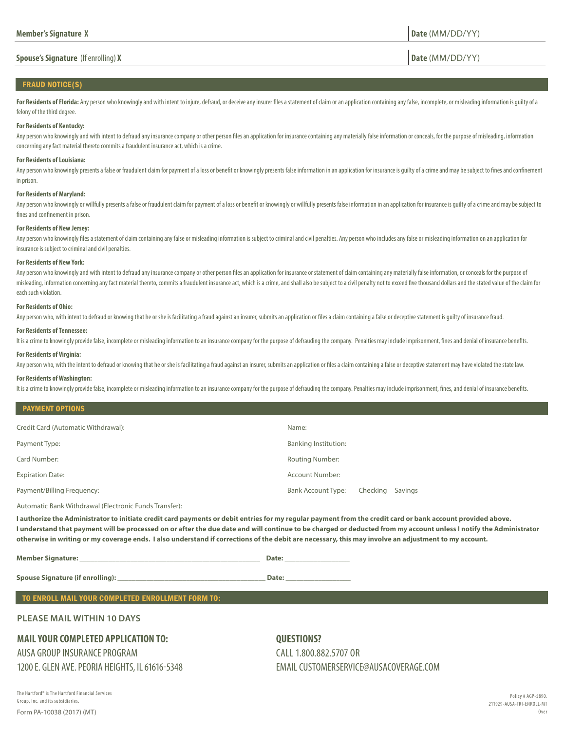**Member's Signature X** | **Date** (MM/DD/YY)

**Spouse's Signature** (If enrolling) **X** | **Date** (MM/DD/YY)

## FRAUD NOTICE(S)

**For Residents of Florida:** Any person who knowingly and with intent to injure, defraud, or deceive any insurer files a statement of claim or an application containing any false, incomplete, or misleading information is guilty of a felony of the third degree.

**For Residents of Kentucky:**

Any person who knowingly and with intent to defraud any insurance company or other person files an application for insurance containing any materially false information or conceals, for the purpose of misleading, information concerning any fact material thereto commits a fraudulent insurance act, which is a crime.

**For Residents of Louisiana:**

Any person who knowingly presents a false or fraudulent claim for payment of a loss or benefit or knowingly presents false information in an application for insurance is guilty of a crime and may be subject to fines and confinement in prison.

**For Residents of Maryland:**

Any person who knowingly or willfully presents a false or fraudulent claim for payment of a loss or benefit or knowingly or willfully presents false information in an application for insurance is guilty of a crime and may be subject to fines and confinement in prison.

**For Residents of New Jersey:**

Any person who knowingly files a statement of claim containing any false or misleading information is subject to criminal and civil penalties. Any person who includes any false or misleading information on an application for insurance is subject to criminal and civil penalties.

**For Residents of New York:**

Any person who knowingly and with intent to defraud any insurance company or other person files an application for insurance or statement of claim containing any materially false information, or conceals for the purpose of misleading, information concerning any fact material thereto, commits a fraudulent insurance act, which is a crime, and shall also be subject to a civil penalty not to exceed five thousand dollars and the stated value of the claim for each such violation.

**For Residents of Ohio:**

Any person who, with intent to defraud or knowing that he or she is facilitating a fraud against an insurer, submits an application or files a claim containing a false or deceptive statement is guilty of insurance fraud.

**For Residents of Tennessee:**

It is a crime to knowingly provide false, incomplete or misleading information to an insurance company for the purpose of defrauding the company. Penalties may include imprisonment, fines and denial of insurance benefits.

**For Residents of Virginia:**

Any person who, with the intent to defraud or knowing that he or she is facilitating a fraud against an insurer, submits an application or files a claim containing a false or deceptive statement may have violated the state law.

**For Residents of Washington:**

It is a crime to knowingly provide false, incomplete or misleading information to an insurance company for the purpose of defrauding the company. Penalties may include imprisonment, fines, and denial of insurance benefits.

## PAYMENT OPTIONS

Credit Card (Automatic Withdrawal):

Payment Type:

Card Number:

Expiration Date:

Payment/Billing Frequency:

Automatic Bank Withdrawal (Electronic Funds Transfer):

Name:

Banking Institution:

Routing Number:

Account Number:

Bank Account Type: Checking Savings

**I authorize the Administrator to initiate credit card payments or debit entries for my regular payment from the credit card or bank account provided above. I understand that payment will be processed on or after the due date and will continue to be charged or deducted from my account unless I notify the Administrator otherwise in writing or my coverage ends. I also understand if corrections of the debit are necessary, this may involve an adjustment to my account.**

**Member Signature:** ________________________________ **Date:** ______________

**Spouse Signature (if enrolling):** ________________________________ **Date:** ______________

## TO ENROLL MAIL YOUR COMPLETED ENROLLMENT FORM TO:

### PLEASE MAIL WITHIN 10 DAYS

### MAIL YOUR COMPLETED APPLICATION TO:

AUSA GROUP INSURANCE PROGRAM
1200 E. GLEN AVE. PEORIA HEIGHTS, IL 61616-5348

### QUESTIONS?

CALL 1.800.882.5707 OR
EMAIL CUSTOMERSERVICE@AUSACOVERAGE.COM

The Hartford® is The Hartford Financial Services Group, Inc. and its subsidiaries.

Form PA-10038 (2017) (MT)

Policy # AGP-5890.
211929-AUSA-TRI-ENROLL-MT
Over